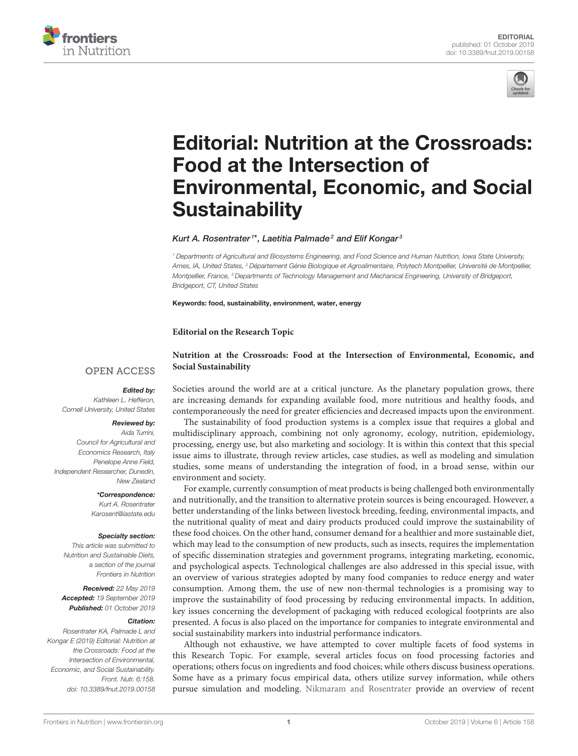EDITORIAL
published: 01 October 2019
doi: 10.3389/fnut.2019.00158

# Editorial: Nutrition at the Crossroads: Food at the Intersection of Environmental, Economic, and Social Sustainability

*Kurt A. Rosentrater[1]\*, Laetitia Palmade[2] and Elif Kongar[3]*

[1] Departments of Agricultural and Biosystems Engineering, and Food Science and Human Nutrition, Iowa State University, Ames, IA, United States, [2] Département Génie Biologique et Agroalimentaire, Polytech Montpellier, Université de Montpellier, Montpellier, France, [3] Departments of Technology Management and Mechanical Engineering, University of Bridgeport, Bridgeport, CT, United States

**Keywords: food, sustainability, environment, water, energy**

OPEN ACCESS

***Edited by:***
Kathleen L. Hefferon,
Cornell University, United States

***Reviewed by:***
Aida Turrini,
Council for Agricultural and Economics Research, Italy
Penelope Anne Field,
Independent Researcher, Dunedin, New Zealand

***\*Correspondence:***
Kurt A. Rosentrater
Karosent@iastate.edu

***Specialty section:***
This article was submitted to Nutrition and Sustainable Diets, a section of the journal Frontiers in Nutrition

***Received:*** 22 May 2019
***Accepted:*** 19 September 2019
***Published:*** 01 October 2019

***Citation:***
Rosentrater KA, Palmade L and Kongar E (2019) Editorial: Nutrition at the Crossroads: Food at the Intersection of Environmental, Economic, and Social Sustainability. Front. Nutr. 6:158. doi: 10.3389/fnut.2019.00158

**Editorial on the Research Topic**

**Nutrition at the Crossroads: Food at the Intersection of Environmental, Economic, and Social Sustainability**

Societies around the world are at a critical juncture. As the planetary population grows, there are increasing demands for expanding available food, more nutritious and healthy foods, and contemporaneously the need for greater efficiencies and decreased impacts upon the environment.

The sustainability of food production systems is a complex issue that requires a global and multidisciplinary approach, combining not only agronomy, ecology, nutrition, epidemiology, processing, energy use, but also marketing and sociology. It is within this context that this special issue aims to illustrate, through review articles, case studies, as well as modeling and simulation studies, some means of understanding the integration of food, in a broad sense, within our environment and society.

For example, currently consumption of meat products is being challenged both environmentally and nutritionally, and the transition to alternative protein sources is being encouraged. However, a better understanding of the links between livestock breeding, feeding, environmental impacts, and the nutritional quality of meat and dairy products produced could improve the sustainability of these food choices. On the other hand, consumer demand for a healthier and more sustainable diet, which may lead to the consumption of new products, such as insects, requires the implementation of specific dissemination strategies and government programs, integrating marketing, economic, and psychological aspects. Technological challenges are also addressed in this special issue, with an overview of various strategies adopted by many food companies to reduce energy and water consumption. Among them, the use of new non-thermal technologies is a promising way to improve the sustainability of food processing by reducing environmental impacts. In addition, key issues concerning the development of packaging with reduced ecological footprints are also presented. A focus is also placed on the importance for companies to integrate environmental and social sustainability markers into industrial performance indicators.

Although not exhaustive, we have attempted to cover multiple facets of food systems in this Research Topic. For example, several articles focus on food processing factories and operations; others focus on ingredients and food choices; while others discuss business operations. Some have as a primary focus empirical data, others utilize survey information, while others pursue simulation and modeling. Nikmaram and Rosentrater provide an overview of recent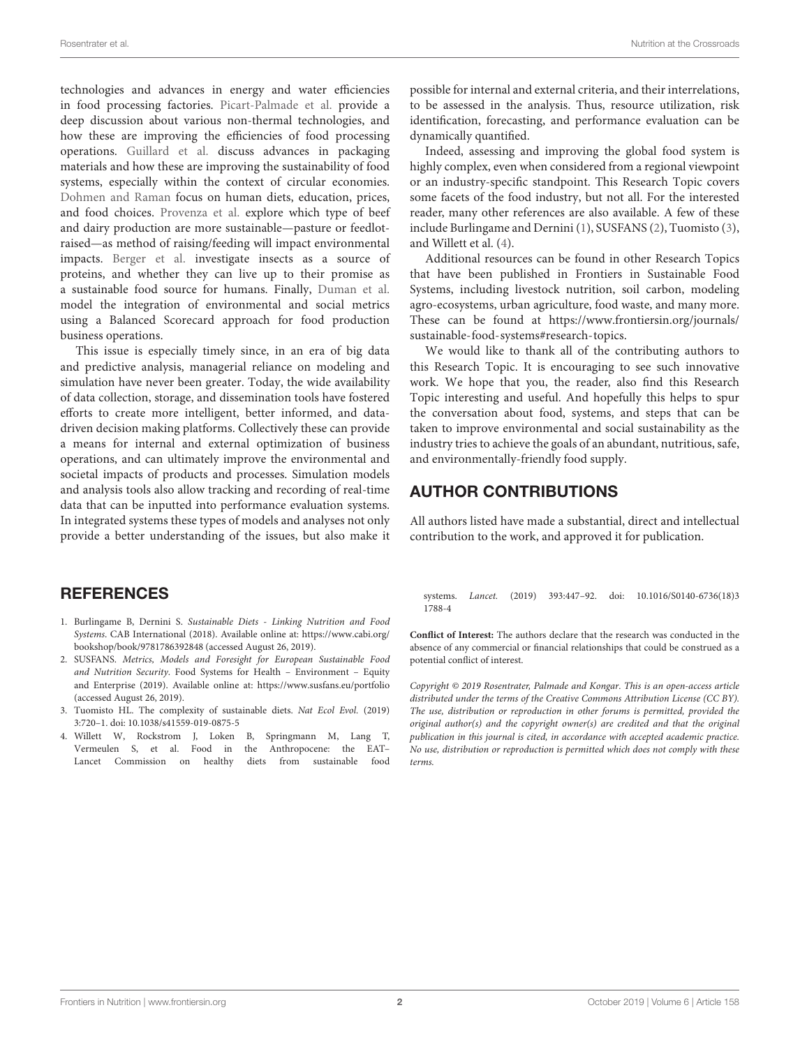technologies and advances in energy and water efficiencies in food processing factories. Picart-Palmade et al. provide a deep discussion about various non-thermal technologies, and how these are improving the efficiencies of food processing operations. Guillard et al. discuss advances in packaging materials and how these are improving the sustainability of food systems, especially within the context of circular economies. Dohmen and Raman focus on human diets, education, prices, and food choices. Provenza et al. explore which type of beef and dairy production are more sustainable—pasture or feedlot-raised—as method of raising/feeding will impact environmental impacts. Berger et al. investigate insects as a source of proteins, and whether they can live up to their promise as a sustainable food source for humans. Finally, Duman et al. model the integration of environmental and social metrics using a Balanced Scorecard approach for food production business operations.

This issue is especially timely since, in an era of big data and predictive analysis, managerial reliance on modeling and simulation have never been greater. Today, the wide availability of data collection, storage, and dissemination tools have fostered efforts to create more intelligent, better informed, and data-driven decision making platforms. Collectively these can provide a means for internal and external optimization of business operations, and can ultimately improve the environmental and societal impacts of products and processes. Simulation models and analysis tools also allow tracking and recording of real-time data that can be inputted into performance evaluation systems. In integrated systems these types of models and analyses not only provide a better understanding of the issues, but also make it possible for internal and external criteria, and their interrelations, to be assessed in the analysis. Thus, resource utilization, risk identification, forecasting, and performance evaluation can be dynamically quantified.

Indeed, assessing and improving the global food system is highly complex, even when considered from a regional viewpoint or an industry-specific standpoint. This Research Topic covers some facets of the food industry, but not all. For the interested reader, many other references are also available. A few of these include Burlingame and Dernini (1), SUSFANS (2), Tuomisto (3), and Willett et al. (4).

Additional resources can be found in other Research Topics that have been published in Frontiers in Sustainable Food Systems, including livestock nutrition, soil carbon, modeling agro-ecosystems, urban agriculture, food waste, and many more. These can be found at https://www.frontiersin.org/journals/sustainable-food-systems#research-topics.

We would like to thank all of the contributing authors to this Research Topic. It is encouraging to see such innovative work. We hope that you, the reader, also find this Research Topic interesting and useful. And hopefully this helps to spur the conversation about food, systems, and steps that can be taken to improve environmental and social sustainability as the industry tries to achieve the goals of an abundant, nutritious, safe, and environmentally-friendly food supply.

## AUTHOR CONTRIBUTIONS

All authors listed have made a substantial, direct and intellectual contribution to the work, and approved it for publication.

## REFERENCES

1. Burlingame B, Dernini S. *Sustainable Diets - Linking Nutrition and Food Systems*. CAB International (2018). Available online at: https://www.cabi.org/bookshop/book/9781786392848 (accessed August 26, 2019).
2. SUSFANS. *Metrics, Models and Foresight for European Sustainable Food and Nutrition Security*. Food Systems for Health – Environment – Equity and Enterprise (2019). Available online at: https://www.susfans.eu/portfolio (accessed August 26, 2019).
3. Tuomisto HL. The complexity of sustainable diets. *Nat Ecol Evol.* (2019) 3:720–1. doi: 10.1038/s41559-019-0875-5
4. Willett W, Rockstrom J, Loken B, Springmann M, Lang T, Vermeulen S, et al. Food in the Anthropocene: the EAT–Lancet Commission on healthy diets from sustainable food systems. *Lancet.* (2019) 393:447–92. doi: 10.1016/S0140-6736(18)31788-4

**Conflict of Interest:** The authors declare that the research was conducted in the absence of any commercial or financial relationships that could be construed as a potential conflict of interest.

*Copyright © 2019 Rosentrater, Palmade and Kongar. This is an open-access article distributed under the terms of the Creative Commons Attribution License (CC BY). The use, distribution or reproduction in other forums is permitted, provided the original author(s) and the copyright owner(s) are credited and that the original publication in this journal is cited, in accordance with accepted academic practice. No use, distribution or reproduction is permitted which does not comply with these terms.*